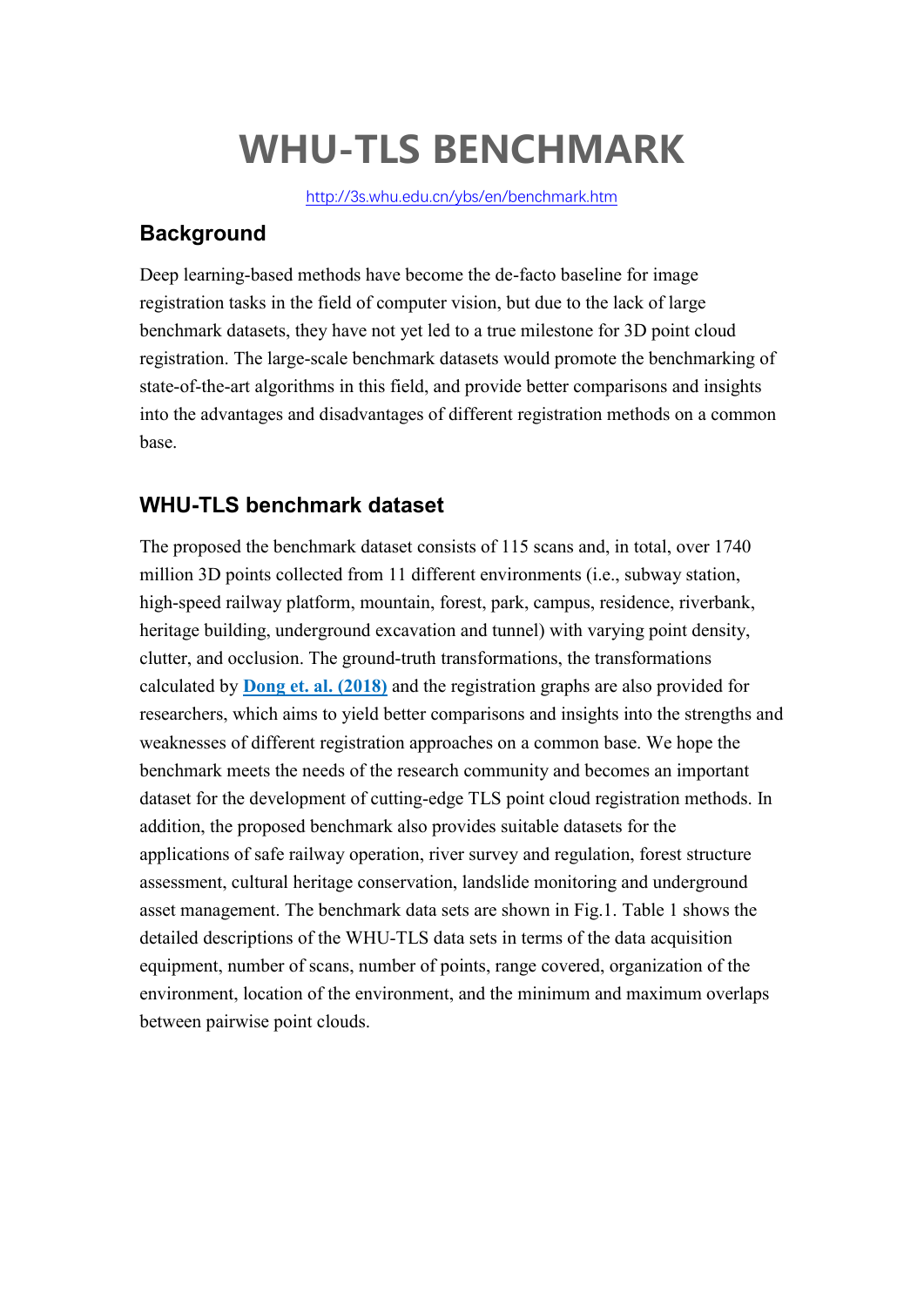# WHU-TLS BENCHMARK

http://3s.whu.edu.cn/ybs/en/benchmark.htm

## Background

Deep learning-based methods have become the de-facto baseline for image registration tasks in the field of computer vision, but due to the lack of large benchmark datasets, they have not yet led to a true milestone for 3D point cloud registration. The large-scale benchmark datasets would promote the benchmarking of state-of-the-art algorithms in this field, and provide better comparisons and insights into the advantages and disadvantages of different registration methods on a common base.

## WHU-TLS benchmark dataset

The proposed the benchmark dataset consists of 115 scans and, in total, over 1740 million 3D points collected from 11 different environments (i.e., subway station, high-speed railway platform, mountain, forest, park, campus, residence, riverbank, heritage building, underground excavation and tunnel) with varying point density, clutter, and occlusion. The ground-truth transformations, the transformations calculated by **Dong et. al. (2018)** and the registration graphs are also provided for researchers, which aims to yield better comparisons and insights into the strengths and weaknesses of different registration approaches on a common base. We hope the benchmark meets the needs of the research community and becomes an important dataset for the development of cutting-edge TLS point cloud registration methods. In addition, the proposed benchmark also provides suitable datasets for the applications of safe railway operation, river survey and regulation, forest structure assessment, cultural heritage conservation, landslide monitoring and underground asset management. The benchmark data sets are shown in Fig.1. Table 1 shows the detailed descriptions of the WHU-TLS data sets in terms of the data acquisition equipment, number of scans, number of points, range covered, organization of the environment, location of the environment, and the minimum and maximum overlaps between pairwise point clouds.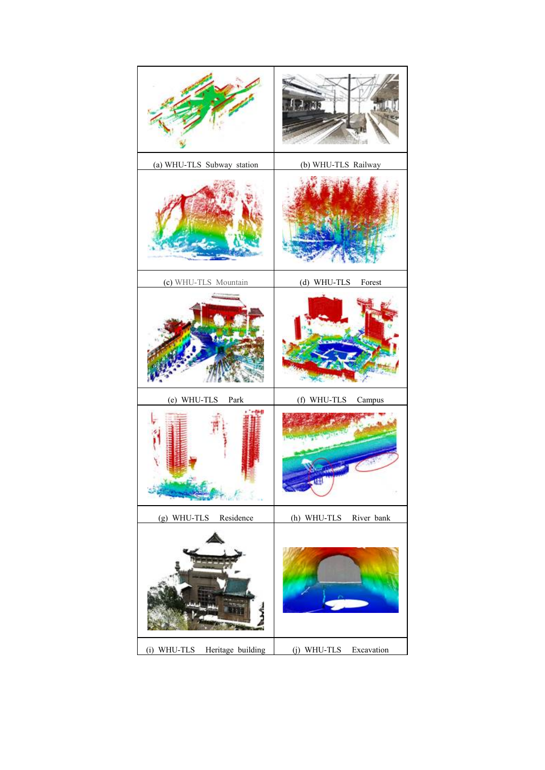| | |
|---|---|
| (a) WHU-TLS Subway station | (b) WHU-TLS Railway |
| (c) WHU-TLS Mountain | (d) WHU-TLS Forest |
| (e) WHU-TLS Park | (f) WHU-TLS Campus |
| (g) WHU-TLS Residence | (h) WHU-TLS River bank |
| (i) WHU-TLS Heritage building | (j) WHU-TLS Excavation |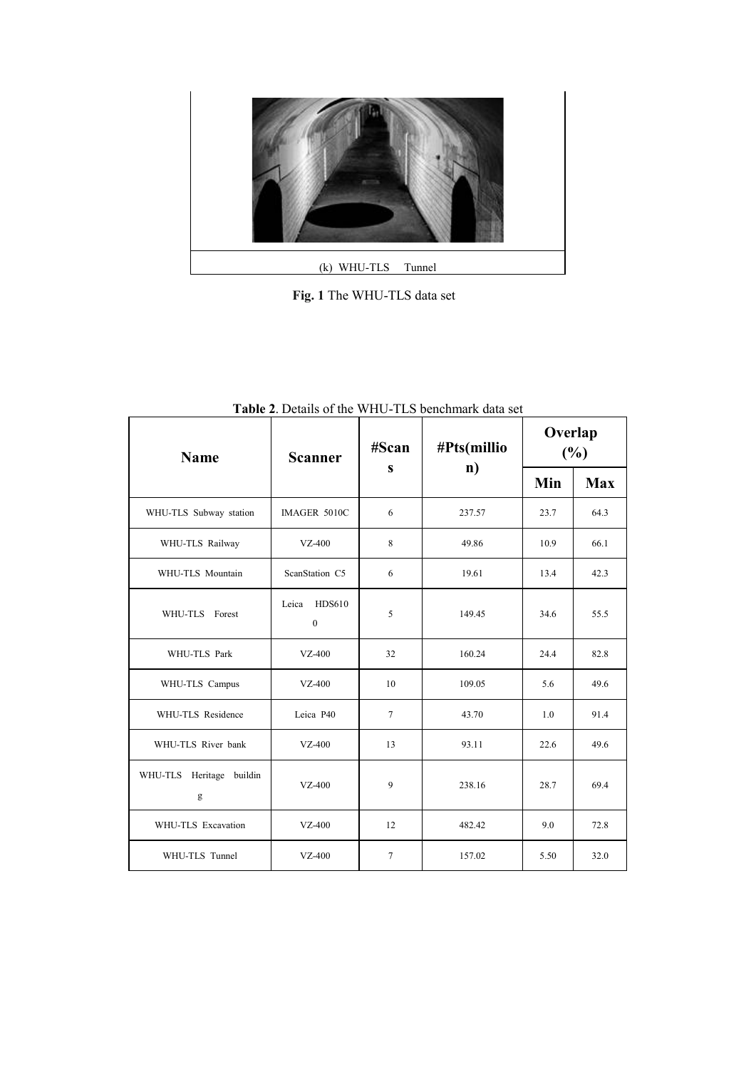(k) WHU-TLS Tunnel

**Fig. 1** The WHU-TLS data set

**Table 2**. Details of the WHU-TLS benchmark data set

| Name | Scanner | #Scans | #Pts(million) | Overlap (%) | |
|---|---|---|---|---|---|
| | | | | Min | Max |
| WHU-TLS Subway station | IMAGER 5010C | 6 | 237.57 | 23.7 | 64.3 |
| WHU-TLS Railway | VZ-400 | 8 | 49.86 | 10.9 | 66.1 |
| WHU-TLS Mountain | ScanStation C5 | 6 | 19.61 | 13.4 | 42.3 |
| WHU-TLS Forest | Leica HDS6100 | 5 | 149.45 | 34.6 | 55.5 |
| WHU-TLS Park | VZ-400 | 32 | 160.24 | 24.4 | 82.8 |
| WHU-TLS Campus | VZ-400 | 10 | 109.05 | 5.6 | 49.6 |
| WHU-TLS Residence | Leica P40 | 7 | 43.70 | 1.0 | 91.4 |
| WHU-TLS River bank | VZ-400 | 13 | 93.11 | 22.6 | 49.6 |
| WHU-TLS Heritage building | VZ-400 | 9 | 238.16 | 28.7 | 69.4 |
| WHU-TLS Excavation | VZ-400 | 12 | 482.42 | 9.0 | 72.8 |
| WHU-TLS Tunnel | VZ-400 | 7 | 157.02 | 5.50 | 32.0 |